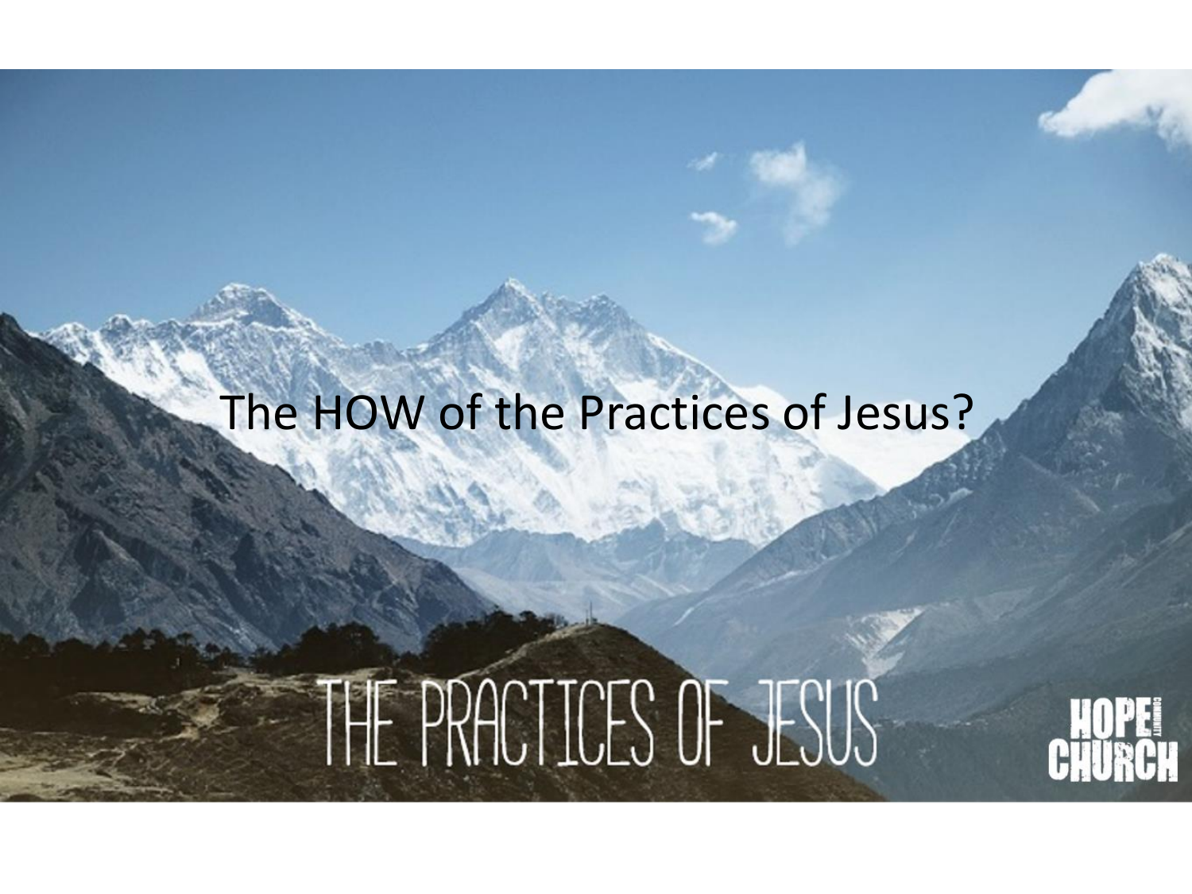# The HOW of the Practices of Jesus?

THE PRACTICES OF JESUS

HOPE COMMUNITY CHURCH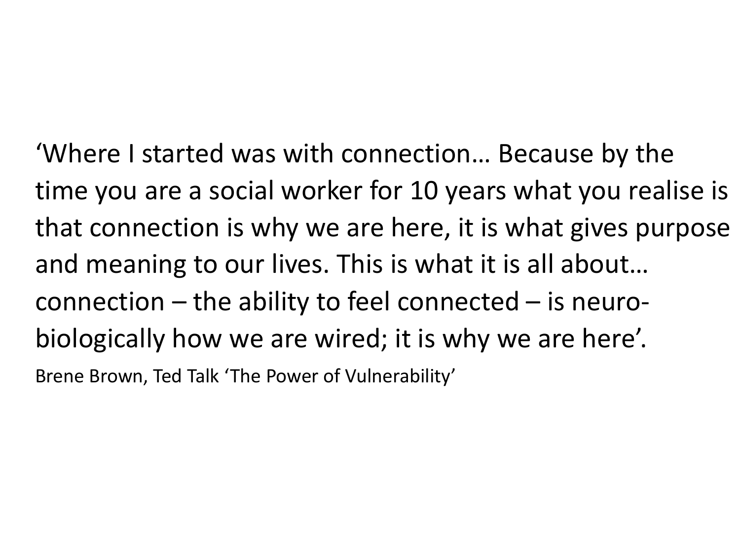'Where I started was with connection… Because by the time you are a social worker for 10 years what you realise is that connection is why we are here, it is what gives purpose and meaning to our lives. This is what it is all about… connection – the ability to feel connected – is neuro-biologically how we are wired; it is why we are here'.

Brene Brown, Ted Talk 'The Power of Vulnerability'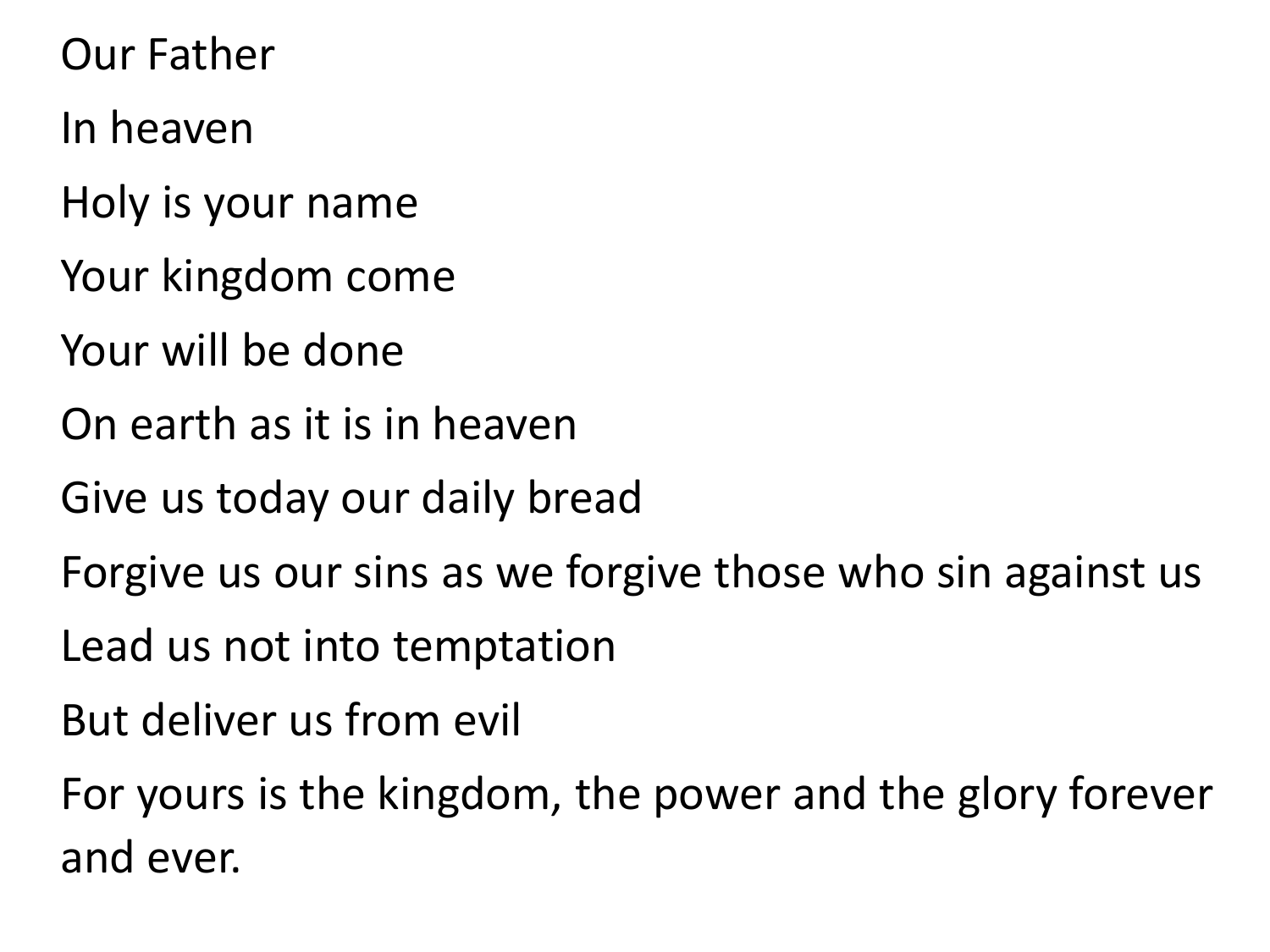Our Father

In heaven

Holy is your name

Your kingdom come

Your will be done

On earth as it is in heaven

Give us today our daily bread

Forgive us our sins as we forgive those who sin against us

Lead us not into temptation

But deliver us from evil

For yours is the kingdom, the power and the glory forever and ever.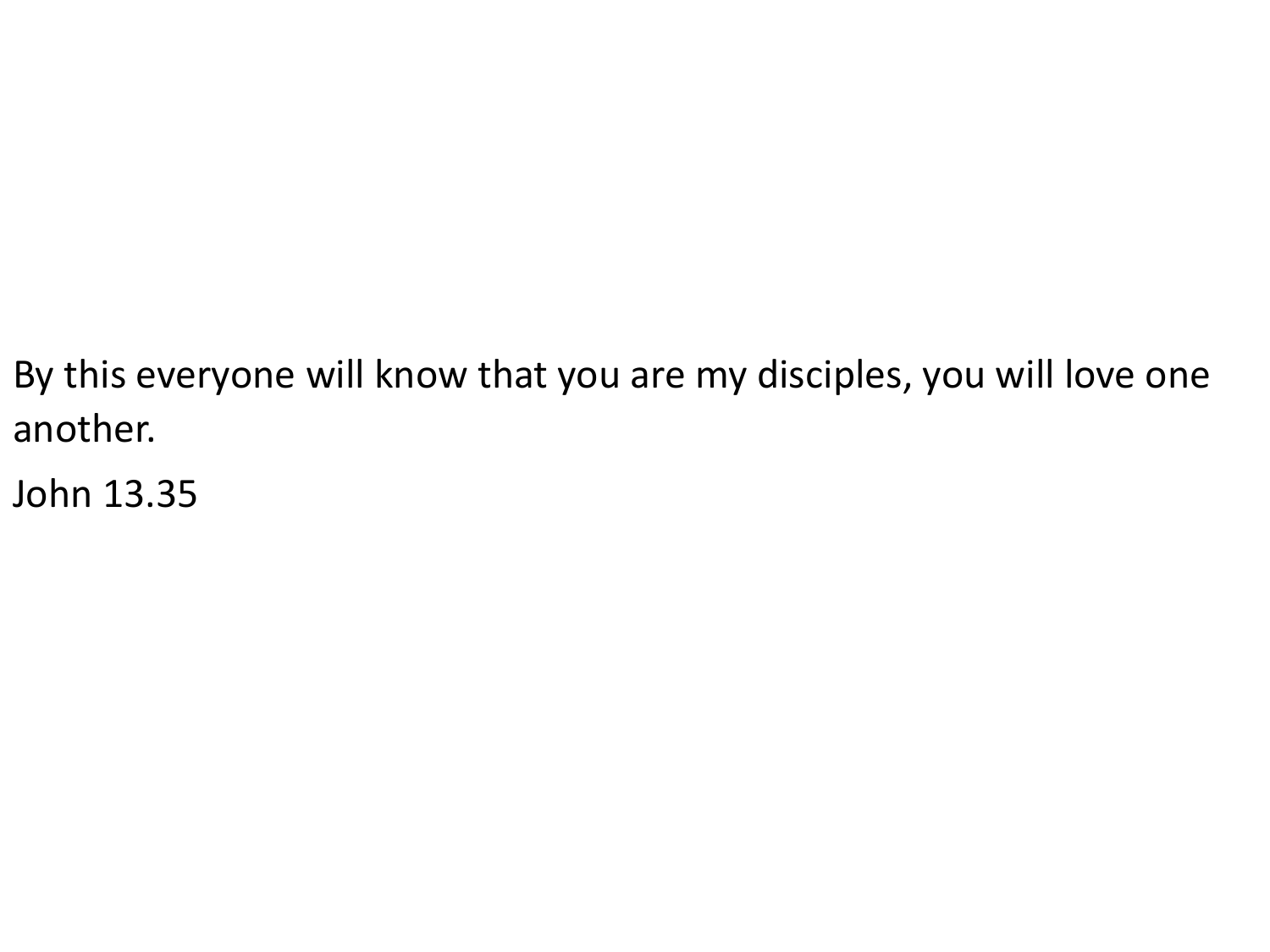By this everyone will know that you are my disciples, you will love one another.

John 13.35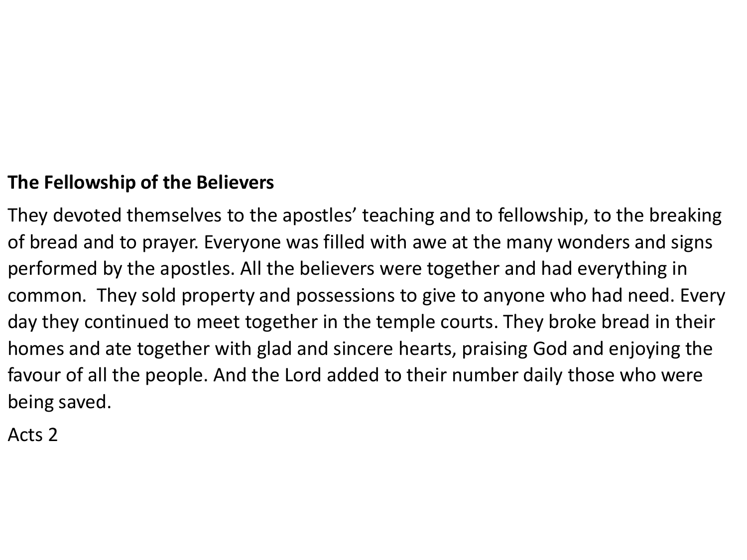**The Fellowship of the Believers**

They devoted themselves to the apostles’ teaching and to fellowship, to the breaking of bread and to prayer. Everyone was filled with awe at the many wonders and signs performed by the apostles. All the believers were together and had everything in common. They sold property and possessions to give to anyone who had need. Every day they continued to meet together in the temple courts. They broke bread in their homes and ate together with glad and sincere hearts, praising God and enjoying the favour of all the people. And the Lord added to their number daily those who were being saved.

Acts 2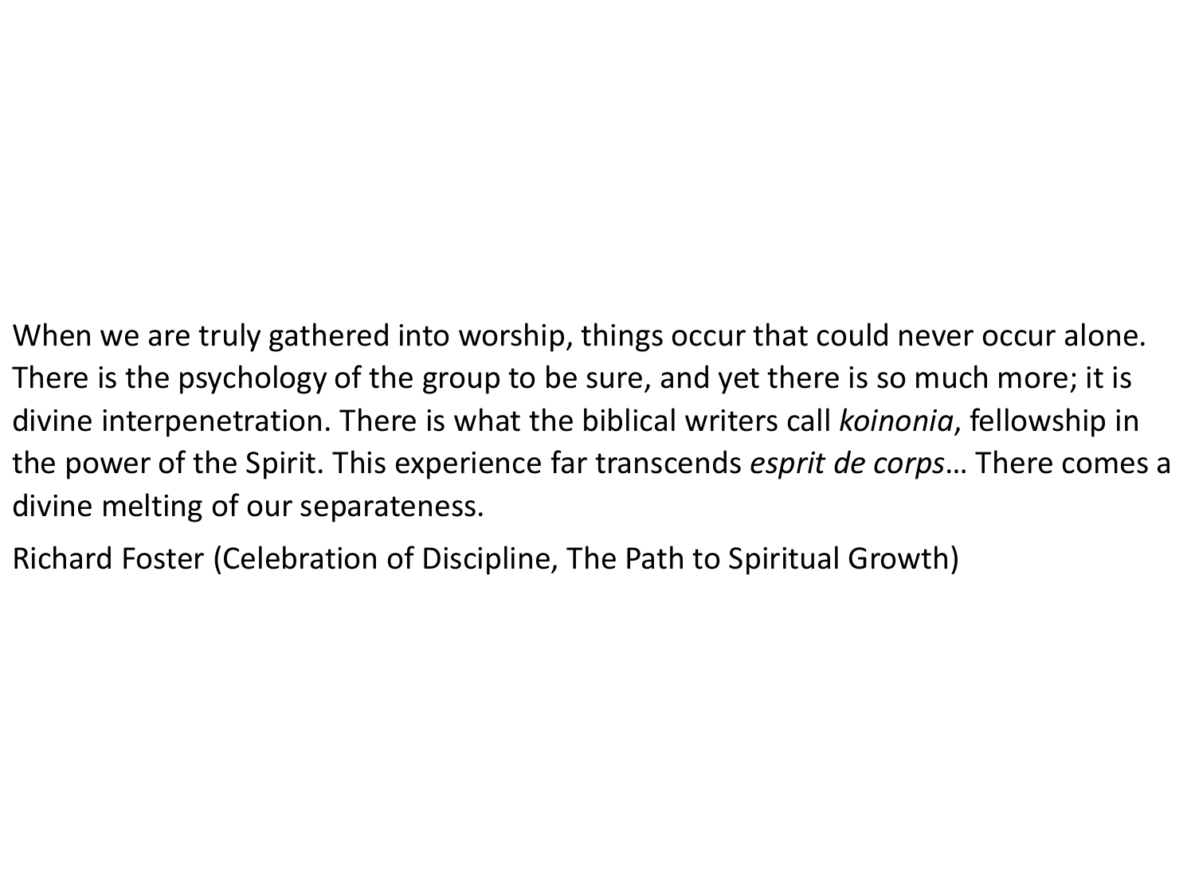When we are truly gathered into worship, things occur that could never occur alone. There is the psychology of the group to be sure, and yet there is so much more; it is divine interpenetration. There is what the biblical writers call *koinonia*, fellowship in the power of the Spirit. This experience far transcends *esprit de corps*… There comes a divine melting of our separateness.

Richard Foster (Celebration of Discipline, The Path to Spiritual Growth)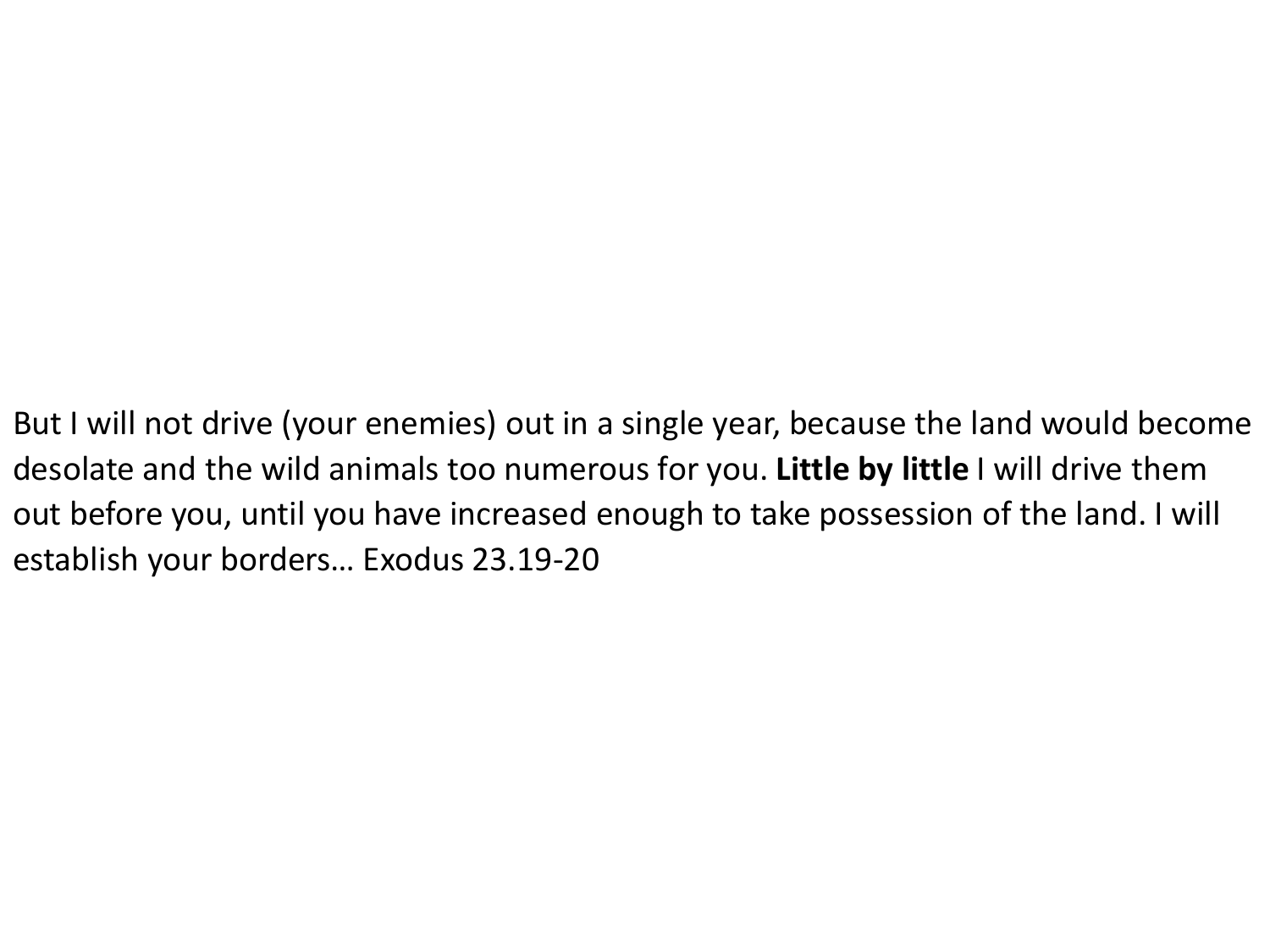But I will not drive (your enemies) out in a single year, because the land would become desolate and the wild animals too numerous for you. **Little by little** I will drive them out before you, until you have increased enough to take possession of the land. I will establish your borders… Exodus 23.19-20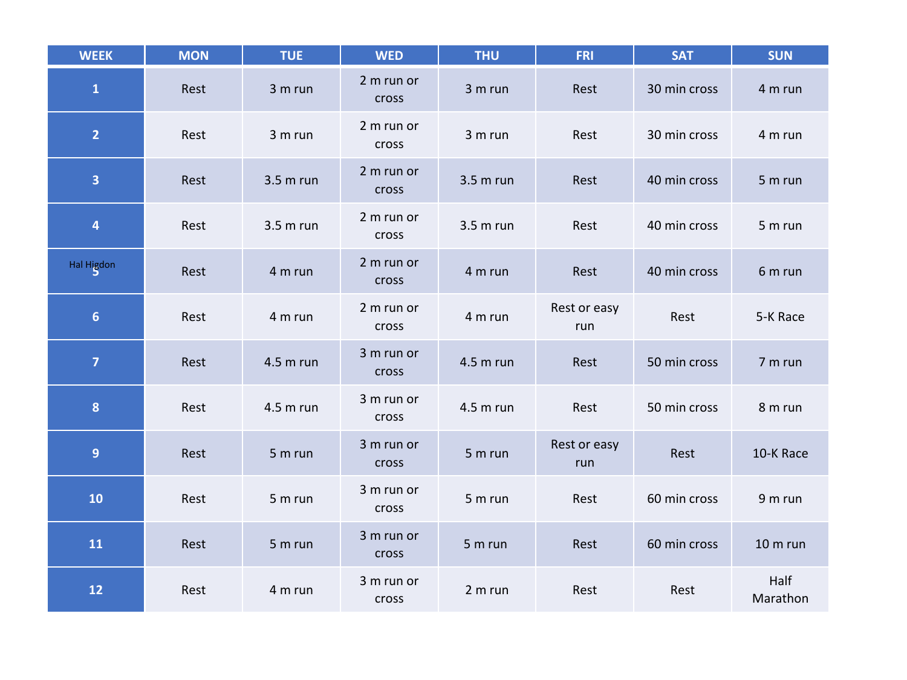| WEEK | MON | TUE | WED | THU | FRI | SAT | SUN |
|---|---|---|---|---|---|---|---|
| 1 | Rest | 3 m run | 2 m run or cross | 3 m run | Rest | 30 min cross | 4 m run |
| 2 | Rest | 3 m run | 2 m run or cross | 3 m run | Rest | 30 min cross | 4 m run |
| 3 | Rest | 3.5 m run | 2 m run or cross | 3.5 m run | Rest | 40 min cross | 5 m run |
| 4 | Rest | 3.5 m run | 2 m run or cross | 3.5 m run | Rest | 40 min cross | 5 m run |
| 5 | Rest | 4 m run | 2 m run or cross | 4 m run | Rest | 40 min cross | 6 m run |
| 6 | Rest | 4 m run | 2 m run or cross | 4 m run | Rest or easy run | Rest | 5-K Race |
| 7 | Rest | 4.5 m run | 3 m run or cross | 4.5 m run | Rest | 50 min cross | 7 m run |
| 8 | Rest | 4.5 m run | 3 m run or cross | 4.5 m run | Rest | 50 min cross | 8 m run |
| 9 | Rest | 5 m run | 3 m run or cross | 5 m run | Rest or easy run | Rest | 10-K Race |
| 10 | Rest | 5 m run | 3 m run or cross | 5 m run | Rest | 60 min cross | 9 m run |
| 11 | Rest | 5 m run | 3 m run or cross | 5 m run | Rest | 60 min cross | 10 m run |
| 12 | Rest | 4 m run | 3 m run or cross | 2 m run | Rest | Rest | Half Marathon |

Hal Higdon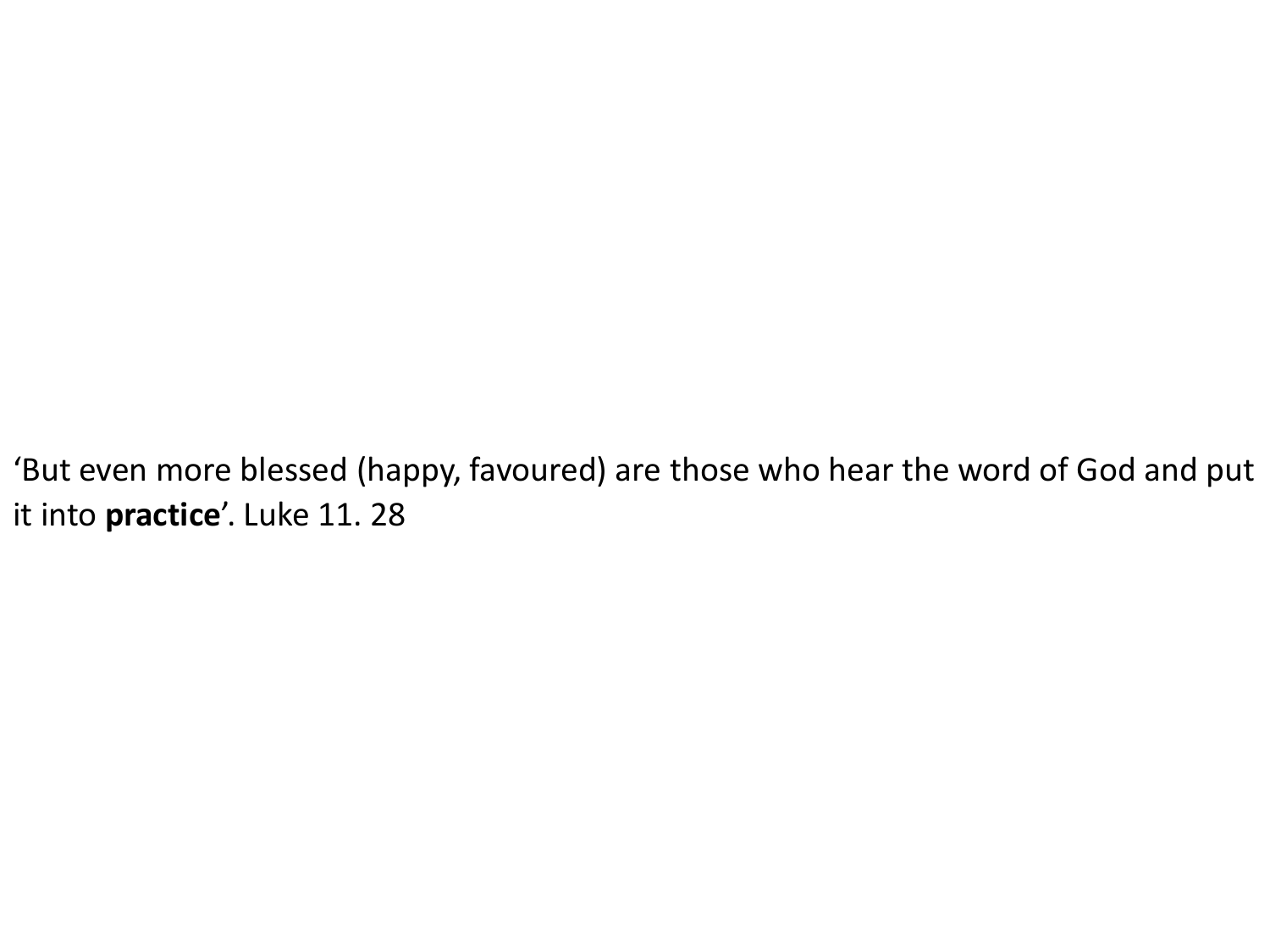'But even more blessed (happy, favoured) are those who hear the word of God and put it into **practice**'. Luke 11. 28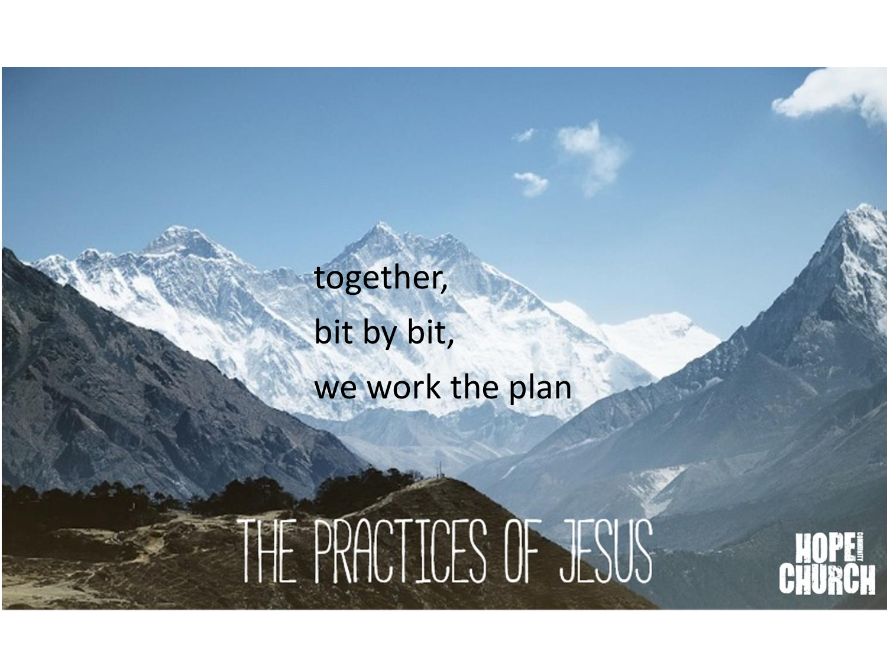together,

bit by bit,

we work the plan

THE PRACTICES OF JESUS

HOPE COMMUNITY CHURCH